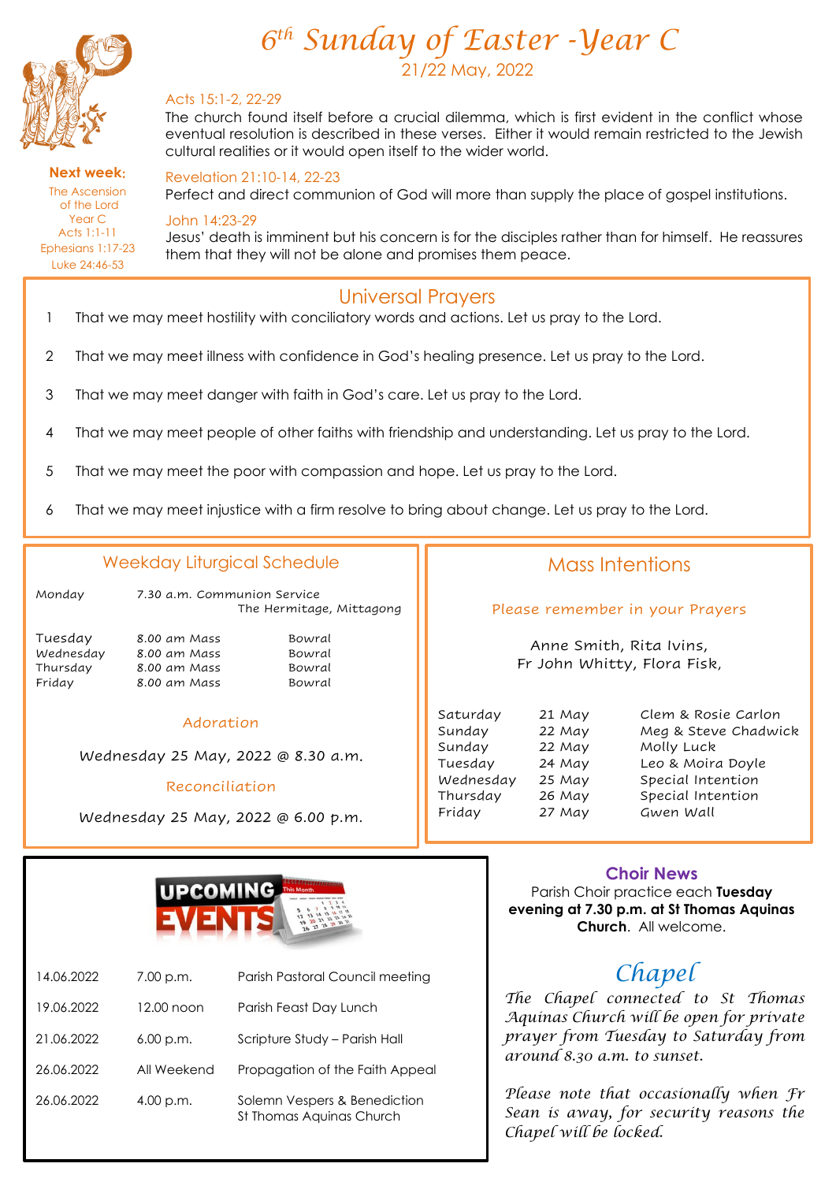# 6th Sunday of Easter -Year C

21/22 May, 2022

**Next week:**

The Ascension of the Lord
Year C
Acts 1:1-11
Ephesians 1:17-23
Luke 24:46-53

### Acts 15:1-2, 22-29

The church found itself before a crucial dilemma, which is first evident in the conflict whose eventual resolution is described in these verses. Either it would remain restricted to the Jewish cultural realities or it would open itself to the wider world.

### Revelation 21:10-14, 22-23

Perfect and direct communion of God will more than supply the place of gospel institutions.

### John 14:23-29

Jesus' death is imminent but his concern is for the disciples rather than for himself. He reassures them that they will not be alone and promises them peace.

## Universal Prayers

1. That we may meet hostility with conciliatory words and actions. Let us pray to the Lord.
2. That we may meet illness with confidence in God's healing presence. Let us pray to the Lord.
3. That we may meet danger with faith in God's care. Let us pray to the Lord.
4. That we may meet people of other faiths with friendship and understanding. Let us pray to the Lord.
5. That we may meet the poor with compassion and hope. Let us pray to the Lord.
6. That we may meet injustice with a firm resolve to bring about change. Let us pray to the Lord.

## Weekday Liturgical Schedule

| | | |
|---|---|---|
| Monday | 7.30 a.m. Communion Service | The Hermitage, Mittagong |
| Tuesday | 8.00 am Mass | Bowral |
| Wednesday | 8.00 am Mass | Bowral |
| Thursday | 8.00 am Mass | Bowral |
| Friday | 8.00 am Mass | Bowral |

### Adoration

Wednesday 25 May, 2022 @ 8.30 a.m.

### Reconciliation

Wednesday 25 May, 2022 @ 6.00 p.m.

## Mass Intentions

Please remember in your Prayers

Anne Smith, Rita Ivins,
Fr John Whitty, Flora Fisk,

| | | |
|---|---|---|
| Saturday | 21 May | Clem & Rosie Carlon |
| Sunday | 22 May | Meg & Steve Chadwick |
| Sunday | 22 May | Molly Luck |
| Tuesday | 24 May | Leo & Moira Doyle |
| Wednesday | 25 May | Special Intention |
| Thursday | 26 May | Special Intention |
| Friday | 27 May | Gwen Wall |

## UPCOMING EVENTS

| | | |
|---|---|---|
| 14.06.2022 | 7.00 p.m. | Parish Pastoral Council meeting |
| 19.06.2022 | 12.00 noon | Parish Feast Day Lunch |
| 21.06.2022 | 6.00 p.m. | Scripture Study – Parish Hall |
| 26.06.2022 | All Weekend | Propagation of the Faith Appeal |
| 26.06.2022 | 4.00 p.m. | Solemn Vespers & Benediction St Thomas Aquinas Church |

## Choir News

Parish Choir practice each **Tuesday evening at 7.30 p.m. at St Thomas Aquinas Church**. All welcome.

## Chapel

*The Chapel connected to St Thomas Aquinas Church will be open for private prayer from Tuesday to Saturday from around 8.30 a.m. to sunset.*

*Please note that occasionally when Fr Sean is away, for security reasons the Chapel will be locked.*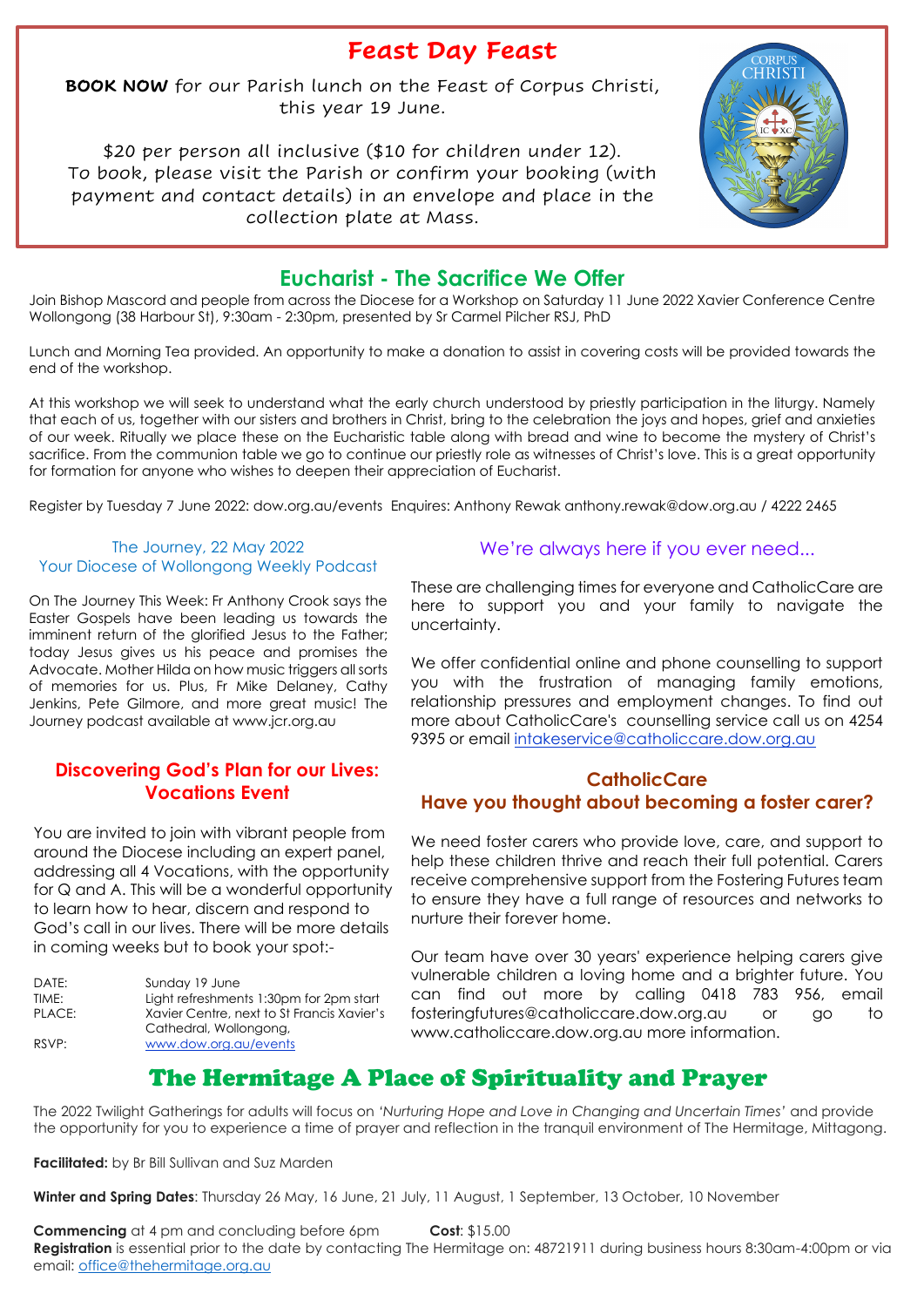# Feast Day Feast

**BOOK NOW** *for our Parish lunch on the Feast of Corpus Christi, this year 19 June.*

$20 per person all inclusive ($10 for children under 12). To book, please visit the Parish or confirm your booking (with payment and contact details) in an envelope and place in the collection plate at Mass.

## Eucharist - The Sacrifice We Offer

Join Bishop Mascord and people from across the Diocese for a Workshop on Saturday 11 June 2022 Xavier Conference Centre Wollongong (38 Harbour St), 9:30am - 2:30pm, presented by Sr Carmel Pilcher RSJ, PhD

Lunch and Morning Tea provided. An opportunity to make a donation to assist in covering costs will be provided towards the end of the workshop.

At this workshop we will seek to understand what the early church understood by priestly participation in the liturgy. Namely that each of us, together with our sisters and brothers in Christ, bring to the celebration the joys and hopes, grief and anxieties of our week. Ritually we place these on the Eucharistic table along with bread and wine to become the mystery of Christ's sacrifice. From the communion table we go to continue our priestly role as witnesses of Christ's love. This is a great opportunity for formation for anyone who wishes to deepen their appreciation of Eucharist.

Register by Tuesday 7 June 2022: dow.org.au/events Enquires: Anthony Rewak anthony.rewak@dow.org.au / 4222 2465

### The Journey, 22 May 2022
### Your Diocese of Wollongong Weekly Podcast

On The Journey This Week: Fr Anthony Crook says the Easter Gospels have been leading us towards the imminent return of the glorified Jesus to the Father; today Jesus gives us his peace and promises the Advocate. Mother Hilda on how music triggers all sorts of memories for us. Plus, Fr Mike Delaney, Cathy Jenkins, Pete Gilmore, and more great music! The Journey podcast available at www.jcr.org.au

## Discovering God's Plan for our Lives: Vocations Event

You are invited to join with vibrant people from around the Diocese including an expert panel, addressing all 4 Vocations, with the opportunity for Q and A. This will be a wonderful opportunity to learn how to hear, discern and respond to God's call in our lives. There will be more details in coming weeks but to book your spot:-

| | |
|---|---|
| DATE: | Sunday 19 June |
| TIME: | Light refreshments 1:30pm for 2pm start |
| PLACE: | Xavier Centre, next to St Francis Xavier's Cathedral, Wollongong, |
| RSVP: | www.dow.org.au/events |

### We're always here if you ever need...

These are challenging times for everyone and CatholicCare are here to support you and your family to navigate the uncertainty.

We offer confidential online and phone counselling to support you with the frustration of managing family emotions, relationship pressures and employment changes. To find out more about CatholicCare's counselling service call us on 4254 9395 or email intakeservice@catholiccare.dow.org.au

## CatholicCare
## Have you thought about becoming a foster carer?

We need foster carers who provide love, care, and support to help these children thrive and reach their full potential. Carers receive comprehensive support from the Fostering Futures team to ensure they have a full range of resources and networks to nurture their forever home.

Our team have over 30 years' experience helping carers give vulnerable children a loving home and a brighter future. You can find out more by calling 0418 783 956, email fosteringfutures@catholiccare.dow.org.au or go to www.catholiccare.dow.org.au more information.

# The Hermitage A Place of Spirituality and Prayer

The 2022 Twilight Gatherings for adults will focus on *'Nurturing Hope and Love in Changing and Uncertain Times'* and provide the opportunity for you to experience a time of prayer and reflection in the tranquil environment of The Hermitage, Mittagong.

**Facilitated:** by Br Bill Sullivan and Suz Marden

**Winter and Spring Dates**: Thursday 26 May, 16 June, 21 July, 11 August, 1 September, 13 October, 10 November

**Commencing** at 4 pm and concluding before 6pm **Cost**: $15.00

**Registration** is essential prior to the date by contacting The Hermitage on: 48721911 during business hours 8:30am-4:00pm or via email: office@thehermitage.org.au